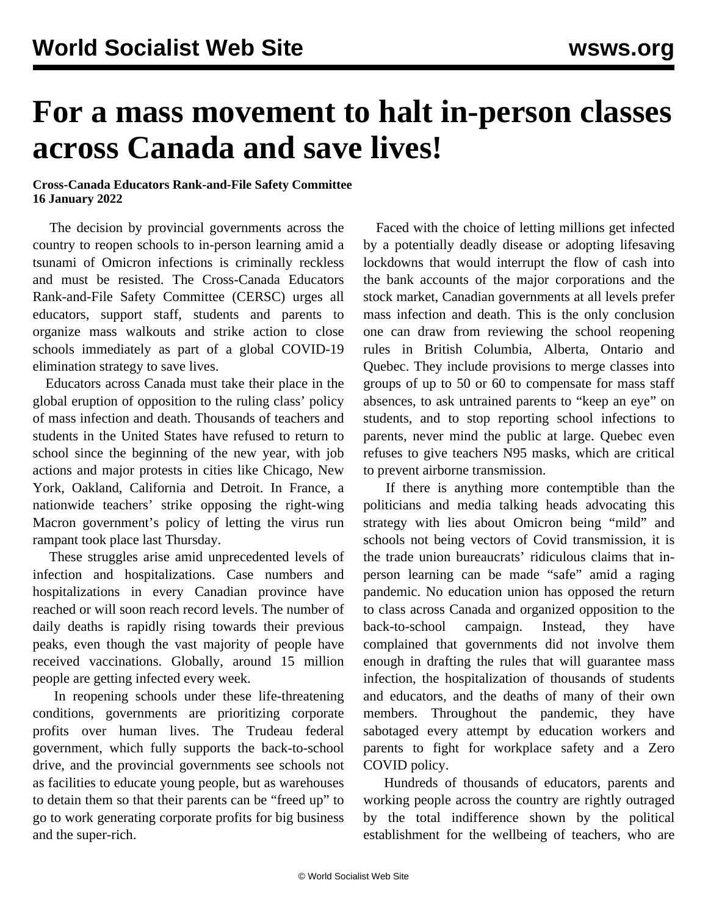# For a mass movement to halt in-person classes across Canada and save lives!

**Cross-Canada Educators Rank-and-File Safety Committee**
**16 January 2022**

The decision by provincial governments across the country to reopen schools to in-person learning amid a tsunami of Omicron infections is criminally reckless and must be resisted. The Cross-Canada Educators Rank-and-File Safety Committee (CERSC) urges all educators, support staff, students and parents to organize mass walkouts and strike action to close schools immediately as part of a global COVID-19 elimination strategy to save lives.

Educators across Canada must take their place in the global eruption of opposition to the ruling class' policy of mass infection and death. Thousands of teachers and students in the United States have refused to return to school since the beginning of the new year, with job actions and major protests in cities like Chicago, New York, Oakland, California and Detroit. In France, a nationwide teachers' strike opposing the right-wing Macron government's policy of letting the virus run rampant took place last Thursday.

These struggles arise amid unprecedented levels of infection and hospitalizations. Case numbers and hospitalizations in every Canadian province have reached or will soon reach record levels. The number of daily deaths is rapidly rising towards their previous peaks, even though the vast majority of people have received vaccinations. Globally, around 15 million people are getting infected every week.

In reopening schools under these life-threatening conditions, governments are prioritizing corporate profits over human lives. The Trudeau federal government, which fully supports the back-to-school drive, and the provincial governments see schools not as facilities to educate young people, but as warehouses to detain them so that their parents can be "freed up" to go to work generating corporate profits for big business and the super-rich.

Faced with the choice of letting millions get infected by a potentially deadly disease or adopting lifesaving lockdowns that would interrupt the flow of cash into the bank accounts of the major corporations and the stock market, Canadian governments at all levels prefer mass infection and death. This is the only conclusion one can draw from reviewing the school reopening rules in British Columbia, Alberta, Ontario and Quebec. They include provisions to merge classes into groups of up to 50 or 60 to compensate for mass staff absences, to ask untrained parents to "keep an eye" on students, and to stop reporting school infections to parents, never mind the public at large. Quebec even refuses to give teachers N95 masks, which are critical to prevent airborne transmission.

If there is anything more contemptible than the politicians and media talking heads advocating this strategy with lies about Omicron being "mild" and schools not being vectors of Covid transmission, it is the trade union bureaucrats' ridiculous claims that in-person learning can be made "safe" amid a raging pandemic. No education union has opposed the return to class across Canada and organized opposition to the back-to-school campaign. Instead, they have complained that governments did not involve them enough in drafting the rules that will guarantee mass infection, the hospitalization of thousands of students and educators, and the deaths of many of their own members. Throughout the pandemic, they have sabotaged every attempt by education workers and parents to fight for workplace safety and a Zero COVID policy.

Hundreds of thousands of educators, parents and working people across the country are rightly outraged by the total indifference shown by the political establishment for the wellbeing of teachers, who are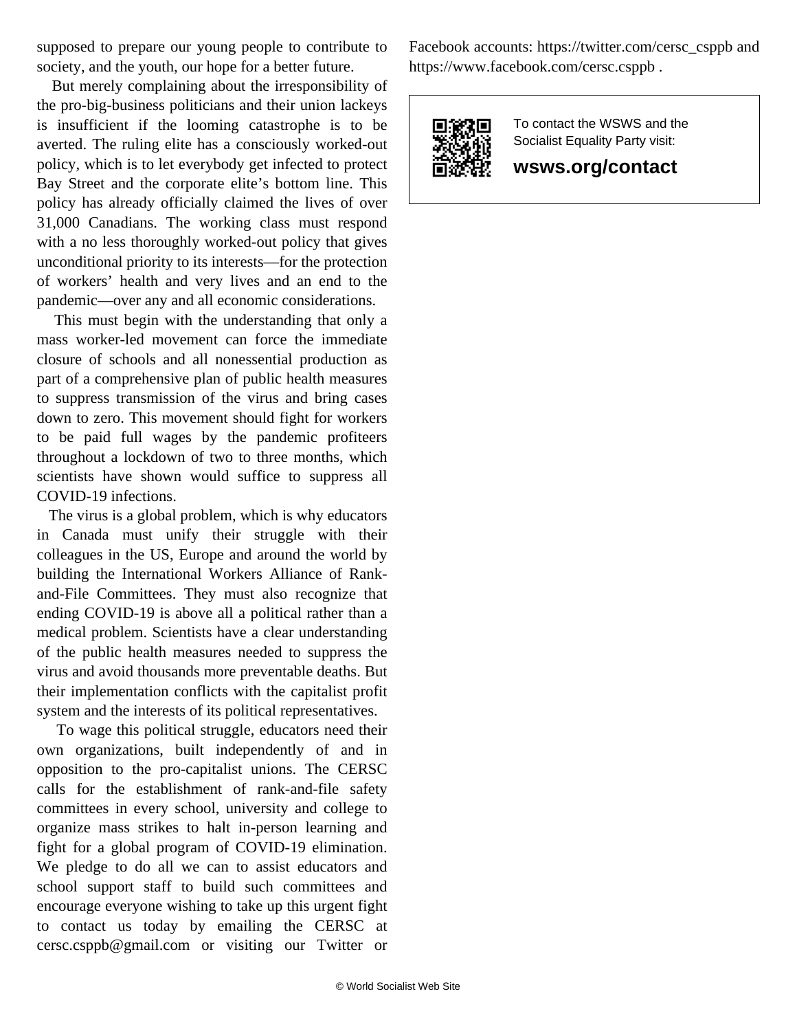supposed to prepare our young people to contribute to society, and the youth, our hope for a better future.

But merely complaining about the irresponsibility of the pro-big-business politicians and their union lackeys is insufficient if the looming catastrophe is to be averted. The ruling elite has a consciously worked-out policy, which is to let everybody get infected to protect Bay Street and the corporate elite's bottom line. This policy has already officially claimed the lives of over 31,000 Canadians. The working class must respond with a no less thoroughly worked-out policy that gives unconditional priority to its interests—for the protection of workers' health and very lives and an end to the pandemic—over any and all economic considerations.

This must begin with the understanding that only a mass worker-led movement can force the immediate closure of schools and all nonessential production as part of a comprehensive plan of public health measures to suppress transmission of the virus and bring cases down to zero. This movement should fight for workers to be paid full wages by the pandemic profiteers throughout a lockdown of two to three months, which scientists have shown would suffice to suppress all COVID-19 infections.

The virus is a global problem, which is why educators in Canada must unify their struggle with their colleagues in the US, Europe and around the world by building the International Workers Alliance of Rank-and-File Committees. They must also recognize that ending COVID-19 is above all a political rather than a medical problem. Scientists have a clear understanding of the public health measures needed to suppress the virus and avoid thousands more preventable deaths. But their implementation conflicts with the capitalist profit system and the interests of its political representatives.

To wage this political struggle, educators need their own organizations, built independently of and in opposition to the pro-capitalist unions. The CERSC calls for the establishment of rank-and-file safety committees in every school, university and college to organize mass strikes to halt in-person learning and fight for a global program of COVID-19 elimination. We pledge to do all we can to assist educators and school support staff to build such committees and encourage everyone wishing to take up this urgent fight to contact us today by emailing the CERSC at cersc.csppb@gmail.com or visiting our Twitter or Facebook accounts: https://twitter.com/cersc_csppb and https://www.facebook.com/cersc.csppb .

To contact the WSWS and the Socialist Equality Party visit:

**wsws.org/contact**